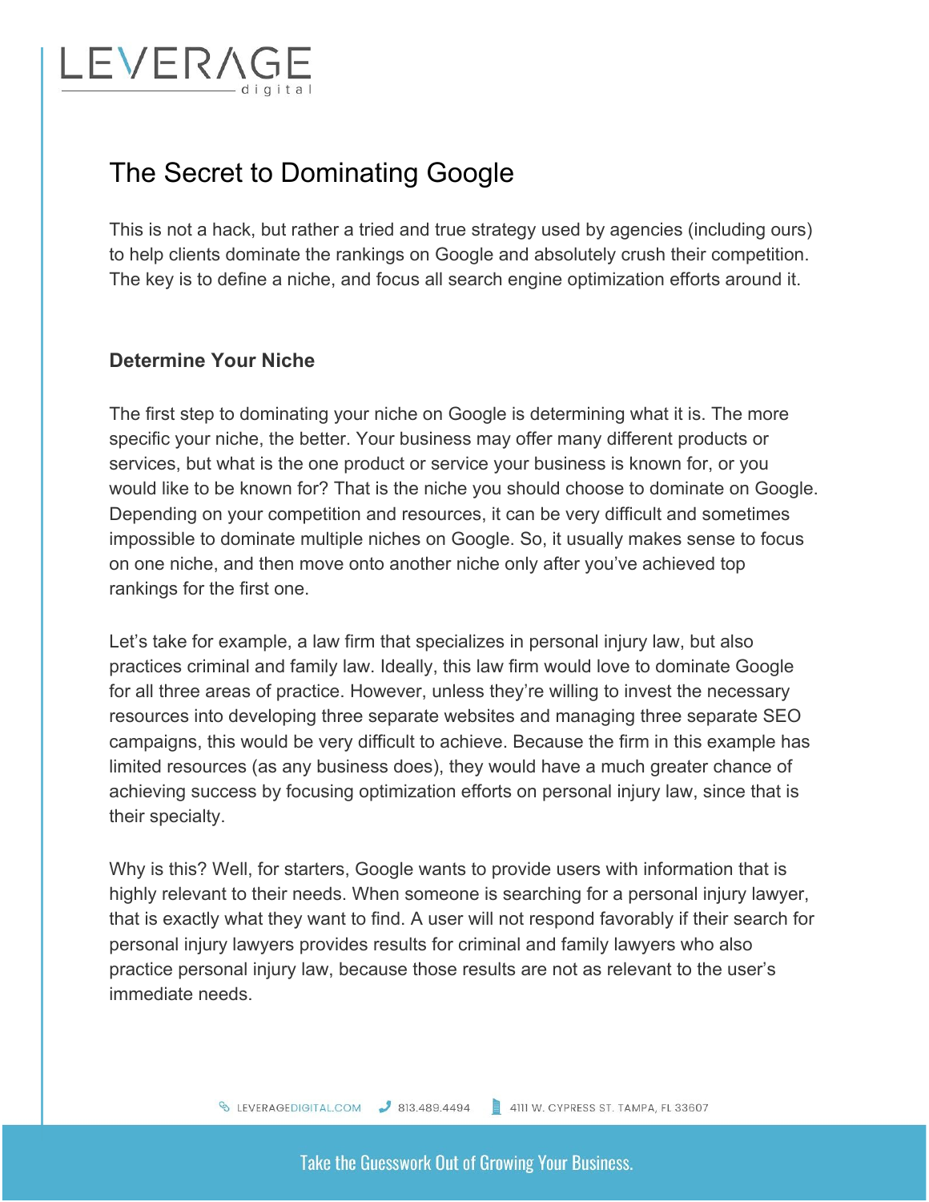# The Secret to Dominating Google

This is not a hack, but rather a tried and true strategy used by agencies (including ours) to help clients dominate the rankings on Google and absolutely crush their competition. The key is to define a niche, and focus all search engine optimization efforts around it.

## Determine Your Niche

The first step to dominating your niche on Google is determining what it is. The more specific your niche, the better. Your business may offer many different products or services, but what is the one product or service your business is known for, or you would like to be known for? That is the niche you should choose to dominate on Google. Depending on your competition and resources, it can be very difficult and sometimes impossible to dominate multiple niches on Google. So, it usually makes sense to focus on one niche, and then move onto another niche only after you've achieved top rankings for the first one.

Let's take for example, a law firm that specializes in personal injury law, but also practices criminal and family law. Ideally, this law firm would love to dominate Google for all three areas of practice. However, unless they're willing to invest the necessary resources into developing three separate websites and managing three separate SEO campaigns, this would be very difficult to achieve. Because the firm in this example has limited resources (as any business does), they would have a much greater chance of achieving success by focusing optimization efforts on personal injury law, since that is their specialty.

Why is this? Well, for starters, Google wants to provide users with information that is highly relevant to their needs. When someone is searching for a personal injury lawyer, that is exactly what they want to find. A user will not respond favorably if their search for personal injury lawyers provides results for criminal and family lawyers who also practice personal injury law, because those results are not as relevant to the user's immediate needs.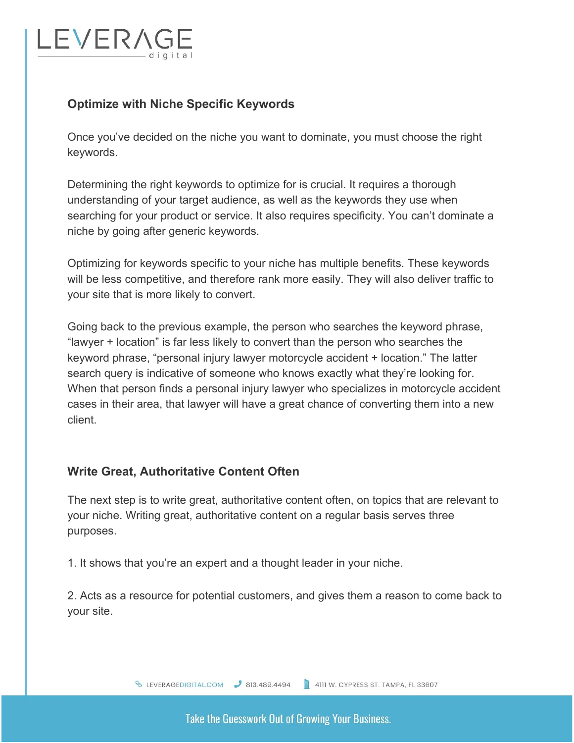## Optimize with Niche Specific Keywords

Once you've decided on the niche you want to dominate, you must choose the right keywords.

Determining the right keywords to optimize for is crucial. It requires a thorough understanding of your target audience, as well as the keywords they use when searching for your product or service. It also requires specificity. You can't dominate a niche by going after generic keywords.

Optimizing for keywords specific to your niche has multiple benefits. These keywords will be less competitive, and therefore rank more easily. They will also deliver traffic to your site that is more likely to convert.

Going back to the previous example, the person who searches the keyword phrase, "lawyer + location" is far less likely to convert than the person who searches the keyword phrase, "personal injury lawyer motorcycle accident + location." The latter search query is indicative of someone who knows exactly what they're looking for. When that person finds a personal injury lawyer who specializes in motorcycle accident cases in their area, that lawyer will have a great chance of converting them into a new client.

## Write Great, Authoritative Content Often

The next step is to write great, authoritative content often, on topics that are relevant to your niche. Writing great, authoritative content on a regular basis serves three purposes.

1. It shows that you're an expert and a thought leader in your niche.

2. Acts as a resource for potential customers, and gives them a reason to come back to your site.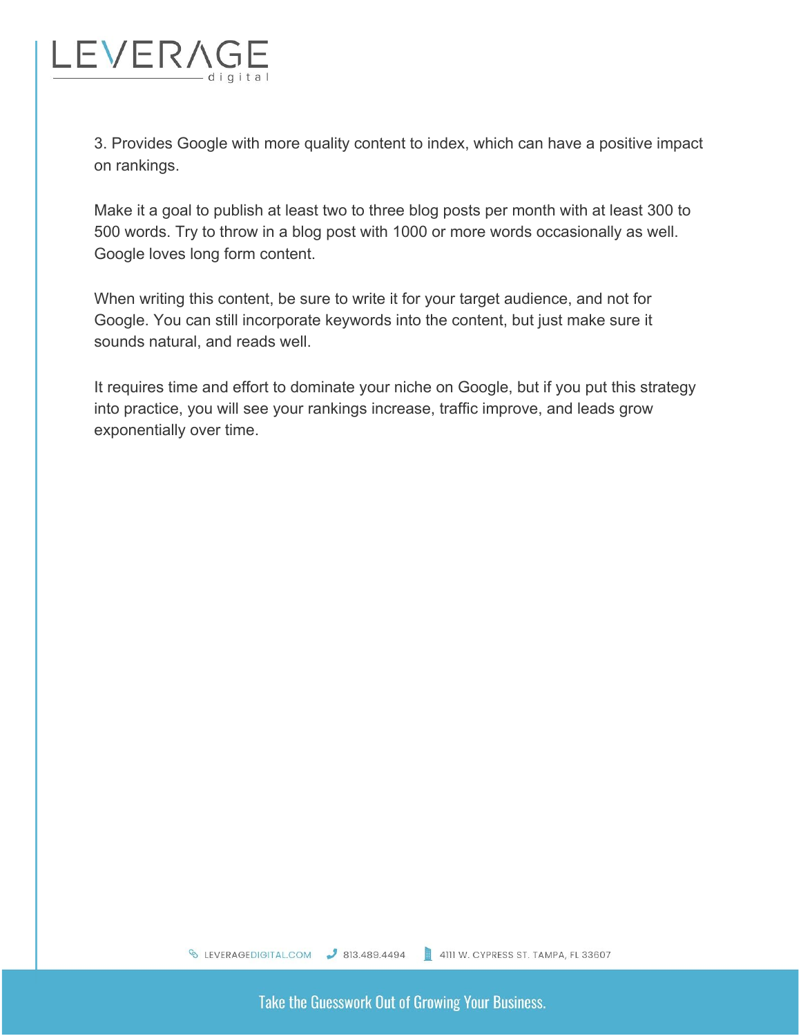3. Provides Google with more quality content to index, which can have a positive impact on rankings.

Make it a goal to publish at least two to three blog posts per month with at least 300 to 500 words. Try to throw in a blog post with 1000 or more words occasionally as well. Google loves long form content.

When writing this content, be sure to write it for your target audience, and not for Google. You can still incorporate keywords into the content, but just make sure it sounds natural, and reads well.

It requires time and effort to dominate your niche on Google, but if you put this strategy into practice, you will see your rankings increase, traffic improve, and leads grow exponentially over time.